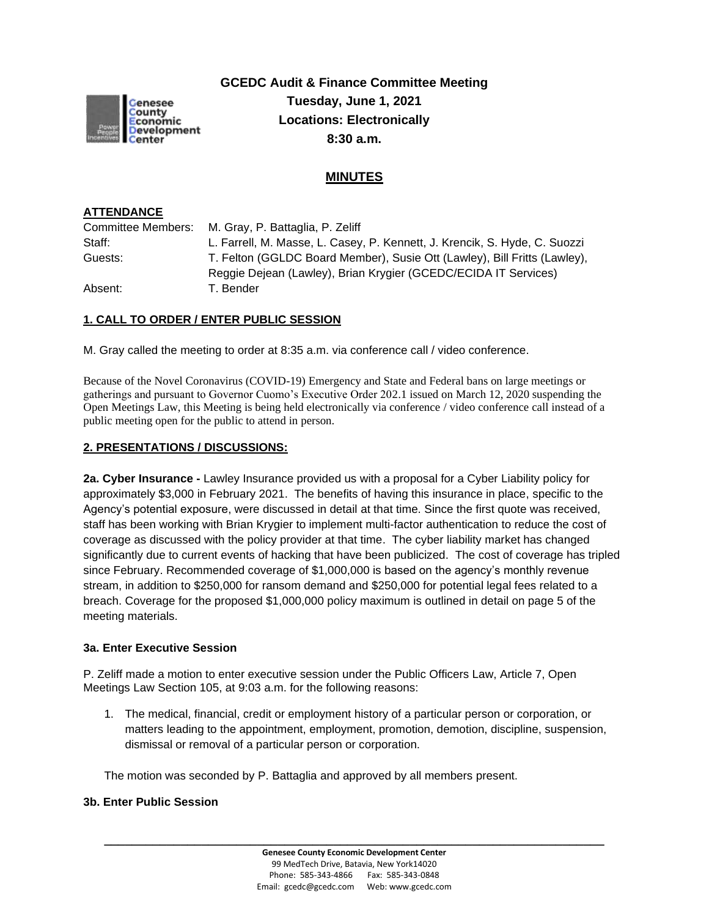**GCEDC Audit & Finance Committee Meeting**
**Tuesday, June 1, 2021**
**Locations: Electronically**
**8:30 a.m.**

## MINUTES

### ATTENDANCE

| | |
|---|---|
| Committee Members: | M. Gray, P. Battaglia, P. Zeliff |
| Staff: | L. Farrell, M. Masse, L. Casey, P. Kennett, J. Krencik, S. Hyde, C. Suozzi |
| Guests: | T. Felton (GGLDC Board Member), Susie Ott (Lawley), Bill Fritts (Lawley), Reggie Dejean (Lawley), Brian Krygier (GCEDC/ECIDA IT Services) |
| Absent: | T. Bender |

### 1. CALL TO ORDER / ENTER PUBLIC SESSION

M. Gray called the meeting to order at 8:35 a.m. via conference call / video conference.

Because of the Novel Coronavirus (COVID-19) Emergency and State and Federal bans on large meetings or gatherings and pursuant to Governor Cuomo's Executive Order 202.1 issued on March 12, 2020 suspending the Open Meetings Law, this Meeting is being held electronically via conference / video conference call instead of a public meeting open for the public to attend in person.

### 2. PRESENTATIONS / DISCUSSIONS:

**2a. Cyber Insurance -** Lawley Insurance provided us with a proposal for a Cyber Liability policy for approximately $3,000 in February 2021. The benefits of having this insurance in place, specific to the Agency's potential exposure, were discussed in detail at that time. Since the first quote was received, staff has been working with Brian Krygier to implement multi-factor authentication to reduce the cost of coverage as discussed with the policy provider at that time. The cyber liability market has changed significantly due to current events of hacking that have been publicized. The cost of coverage has tripled since February. Recommended coverage of $1,000,000 is based on the agency's monthly revenue stream, in addition to $250,000 for ransom demand and $250,000 for potential legal fees related to a breach. Coverage for the proposed $1,000,000 policy maximum is outlined in detail on page 5 of the meeting materials.

**3a. Enter Executive Session**

P. Zeliff made a motion to enter executive session under the Public Officers Law, Article 7, Open Meetings Law Section 105, at 9:03 a.m. for the following reasons:

1. The medical, financial, credit or employment history of a particular person or corporation, or matters leading to the appointment, employment, promotion, demotion, discipline, suspension, dismissal or removal of a particular person or corporation.

The motion was seconded by P. Battaglia and approved by all members present.

**3b. Enter Public Session**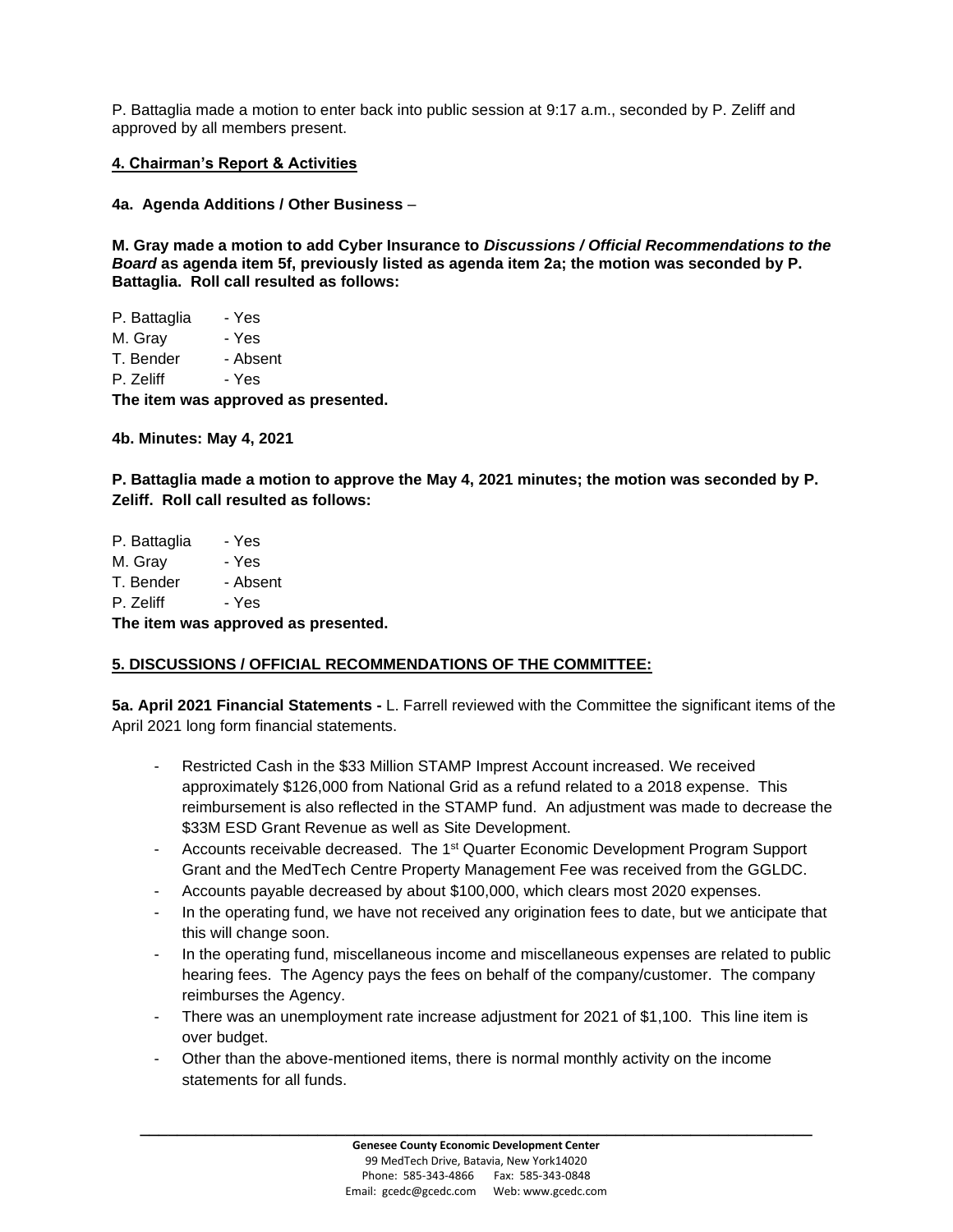P. Battaglia made a motion to enter back into public session at 9:17 a.m., seconded by P. Zeliff and approved by all members present.

**4. Chairman's Report & Activities**

**4a. Agenda Additions / Other Business** –

**M. Gray made a motion to add Cyber Insurance to *Discussions / Official Recommendations to the Board* as agenda item 5f, previously listed as agenda item 2a; the motion was seconded by P. Battaglia. Roll call resulted as follows:**

P. Battaglia - Yes
M. Gray - Yes
T. Bender - Absent
P. Zeliff - Yes

**The item was approved as presented.**

**4b. Minutes: May 4, 2021**

**P. Battaglia made a motion to approve the May 4, 2021 minutes; the motion was seconded by P. Zeliff. Roll call resulted as follows:**

P. Battaglia - Yes
M. Gray - Yes
T. Bender - Absent
P. Zeliff - Yes

**The item was approved as presented.**

**5. DISCUSSIONS / OFFICIAL RECOMMENDATIONS OF THE COMMITTEE:**

**5a. April 2021 Financial Statements -** L. Farrell reviewed with the Committee the significant items of the April 2021 long form financial statements.

- Restricted Cash in the $33 Million STAMP Imprest Account increased. We received approximately $126,000 from National Grid as a refund related to a 2018 expense. This reimbursement is also reflected in the STAMP fund. An adjustment was made to decrease the $33M ESD Grant Revenue as well as Site Development.
- Accounts receivable decreased. The 1st Quarter Economic Development Program Support Grant and the MedTech Centre Property Management Fee was received from the GGLDC.
- Accounts payable decreased by about $100,000, which clears most 2020 expenses.
- In the operating fund, we have not received any origination fees to date, but we anticipate that this will change soon.
- In the operating fund, miscellaneous income and miscellaneous expenses are related to public hearing fees. The Agency pays the fees on behalf of the company/customer. The company reimburses the Agency.
- There was an unemployment rate increase adjustment for 2021 of $1,100. This line item is over budget.
- Other than the above-mentioned items, there is normal monthly activity on the income statements for all funds.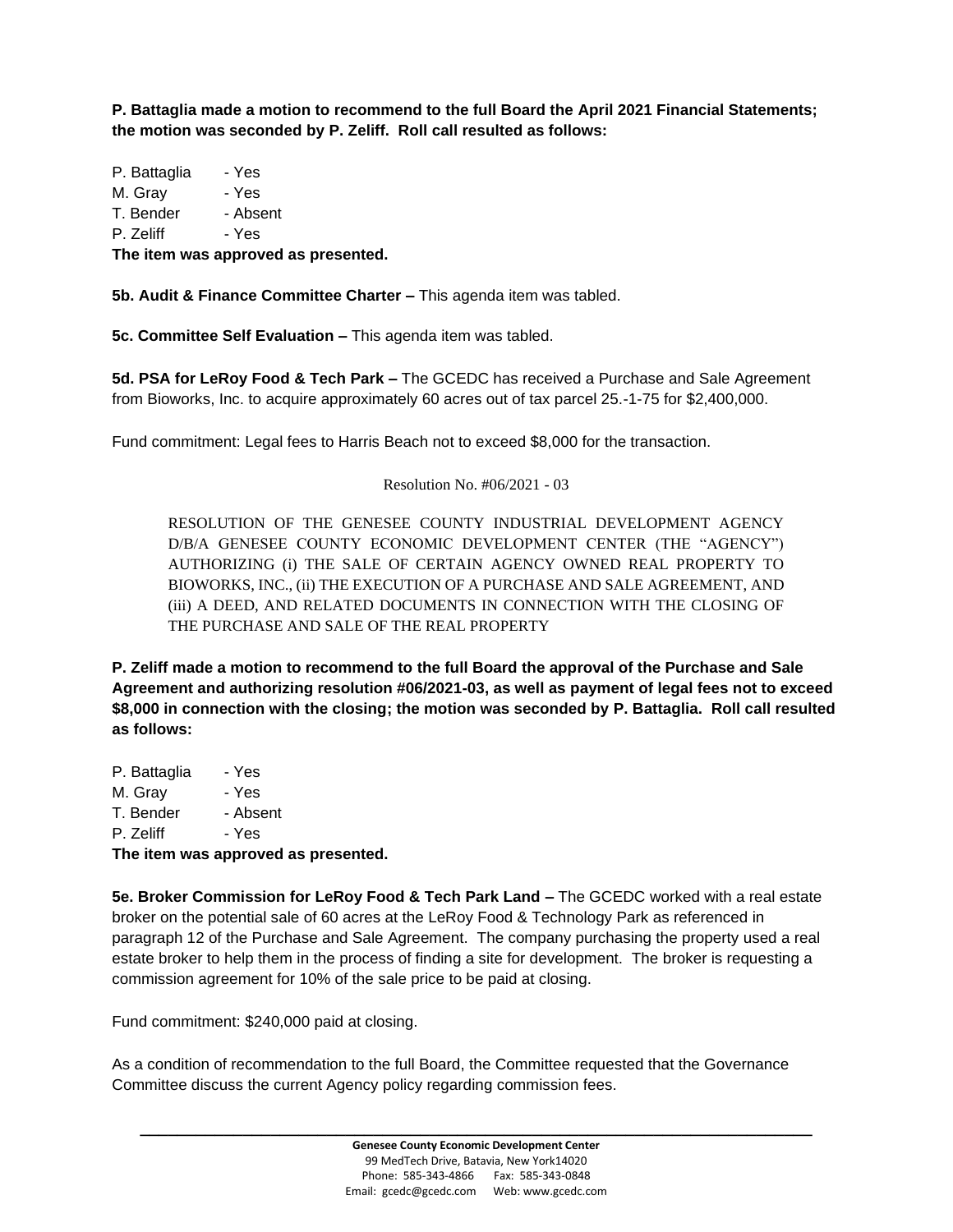**P. Battaglia made a motion to recommend to the full Board the April 2021 Financial Statements; the motion was seconded by P. Zeliff. Roll call resulted as follows:**

P. Battaglia - Yes
M. Gray - Yes
T. Bender - Absent
P. Zeliff - Yes
**The item was approved as presented.**

**5b. Audit & Finance Committee Charter –** This agenda item was tabled.

**5c. Committee Self Evaluation –** This agenda item was tabled.

**5d. PSA for LeRoy Food & Tech Park –** The GCEDC has received a Purchase and Sale Agreement from Bioworks, Inc. to acquire approximately 60 acres out of tax parcel 25.-1-75 for $2,400,000.

Fund commitment: Legal fees to Harris Beach not to exceed $8,000 for the transaction.

Resolution No. #06/2021 - 03

RESOLUTION OF THE GENESEE COUNTY INDUSTRIAL DEVELOPMENT AGENCY D/B/A GENESEE COUNTY ECONOMIC DEVELOPMENT CENTER (THE "AGENCY") AUTHORIZING (i) THE SALE OF CERTAIN AGENCY OWNED REAL PROPERTY TO BIOWORKS, INC., (ii) THE EXECUTION OF A PURCHASE AND SALE AGREEMENT, AND (iii) A DEED, AND RELATED DOCUMENTS IN CONNECTION WITH THE CLOSING OF THE PURCHASE AND SALE OF THE REAL PROPERTY

**P. Zeliff made a motion to recommend to the full Board the approval of the Purchase and Sale Agreement and authorizing resolution #06/2021-03, as well as payment of legal fees not to exceed $8,000 in connection with the closing; the motion was seconded by P. Battaglia. Roll call resulted as follows:**

P. Battaglia - Yes
M. Gray - Yes
T. Bender - Absent
P. Zeliff - Yes
**The item was approved as presented.**

**5e. Broker Commission for LeRoy Food & Tech Park Land –** The GCEDC worked with a real estate broker on the potential sale of 60 acres at the LeRoy Food & Technology Park as referenced in paragraph 12 of the Purchase and Sale Agreement. The company purchasing the property used a real estate broker to help them in the process of finding a site for development. The broker is requesting a commission agreement for 10% of the sale price to be paid at closing.

Fund commitment: $240,000 paid at closing.

As a condition of recommendation to the full Board, the Committee requested that the Governance Committee discuss the current Agency policy regarding commission fees.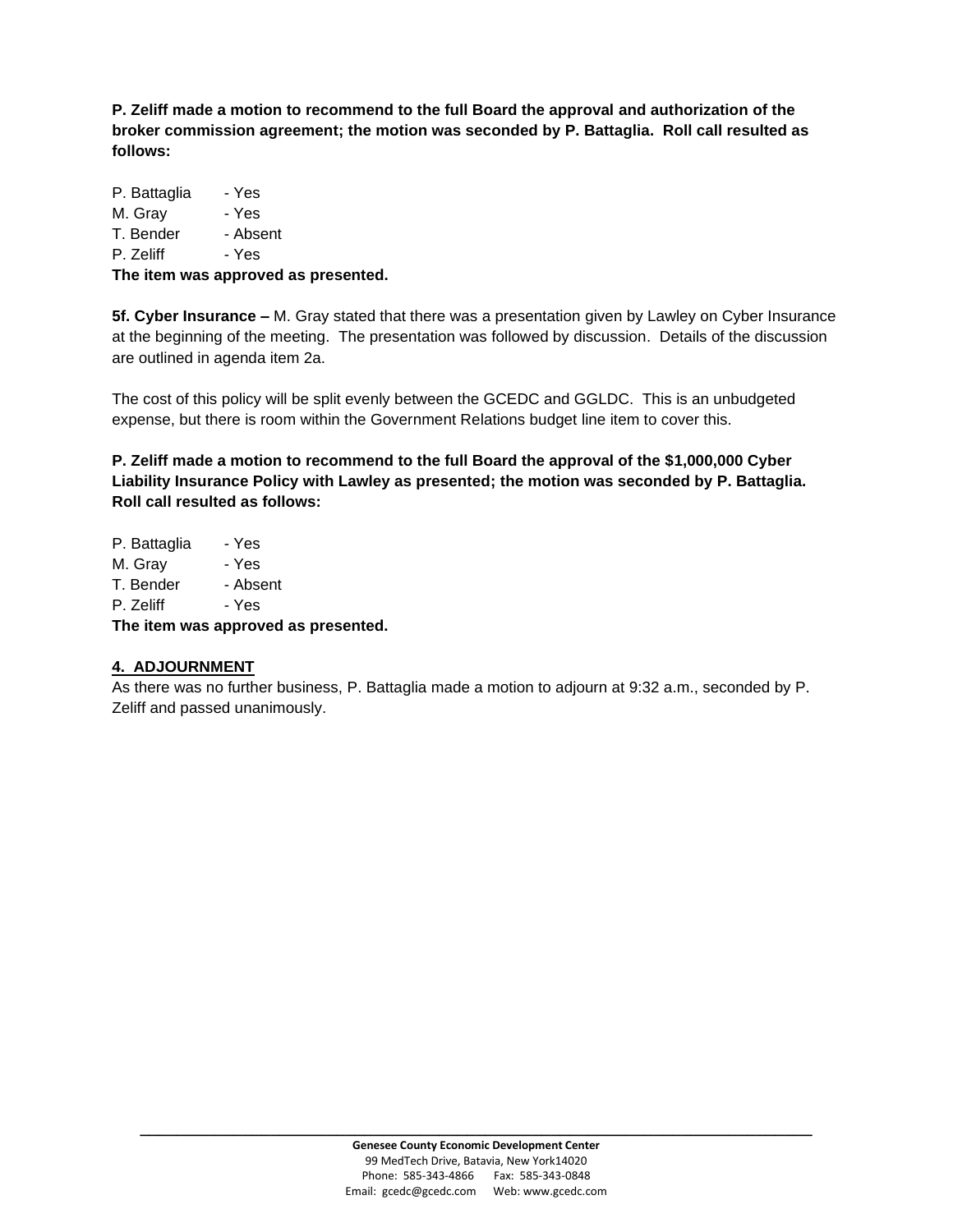**P. Zeliff made a motion to recommend to the full Board the approval and authorization of the broker commission agreement; the motion was seconded by P. Battaglia. Roll call resulted as follows:**

P. Battaglia - Yes
M. Gray - Yes
T. Bender - Absent
P. Zeliff - Yes

**The item was approved as presented.**

**5f. Cyber Insurance –** M. Gray stated that there was a presentation given by Lawley on Cyber Insurance at the beginning of the meeting. The presentation was followed by discussion. Details of the discussion are outlined in agenda item 2a.

The cost of this policy will be split evenly between the GCEDC and GGLDC. This is an unbudgeted expense, but there is room within the Government Relations budget line item to cover this.

**P. Zeliff made a motion to recommend to the full Board the approval of the $1,000,000 Cyber Liability Insurance Policy with Lawley as presented; the motion was seconded by P. Battaglia. Roll call resulted as follows:**

P. Battaglia - Yes
M. Gray - Yes
T. Bender - Absent
P. Zeliff - Yes

**The item was approved as presented.**

## 4. ADJOURNMENT

As there was no further business, P. Battaglia made a motion to adjourn at 9:32 a.m., seconded by P. Zeliff and passed unanimously.